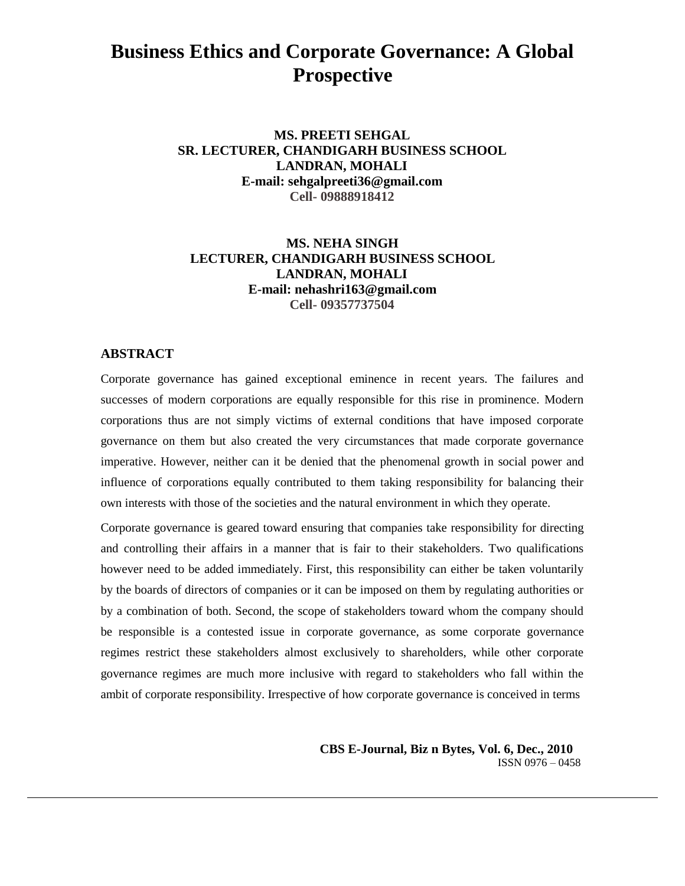# Business Ethics and Corporate Governance: A Global Prospective

**MS. PREETI SEHGAL**
**SR. LECTURER, CHANDIGARH BUSINESS SCHOOL**
**LANDRAN, MOHALI**
**E-mail: sehgalpreeti36@gmail.com**
**Cell- 09888918412**

**MS. NEHA SINGH**
**LECTURER, CHANDIGARH BUSINESS SCHOOL**
**LANDRAN, MOHALI**
**E-mail: nehashri163@gmail.com**
**Cell- 09357737504**

## ABSTRACT

Corporate governance has gained exceptional eminence in recent years. The failures and successes of modern corporations are equally responsible for this rise in prominence. Modern corporations thus are not simply victims of external conditions that have imposed corporate governance on them but also created the very circumstances that made corporate governance imperative. However, neither can it be denied that the phenomenal growth in social power and influence of corporations equally contributed to them taking responsibility for balancing their own interests with those of the societies and the natural environment in which they operate.

Corporate governance is geared toward ensuring that companies take responsibility for directing and controlling their affairs in a manner that is fair to their stakeholders. Two qualifications however need to be added immediately. First, this responsibility can either be taken voluntarily by the boards of directors of companies or it can be imposed on them by regulating authorities or by a combination of both. Second, the scope of stakeholders toward whom the company should be responsible is a contested issue in corporate governance, as some corporate governance regimes restrict these stakeholders almost exclusively to shareholders, while other corporate governance regimes are much more inclusive with regard to stakeholders who fall within the ambit of corporate responsibility. Irrespective of how corporate governance is conceived in terms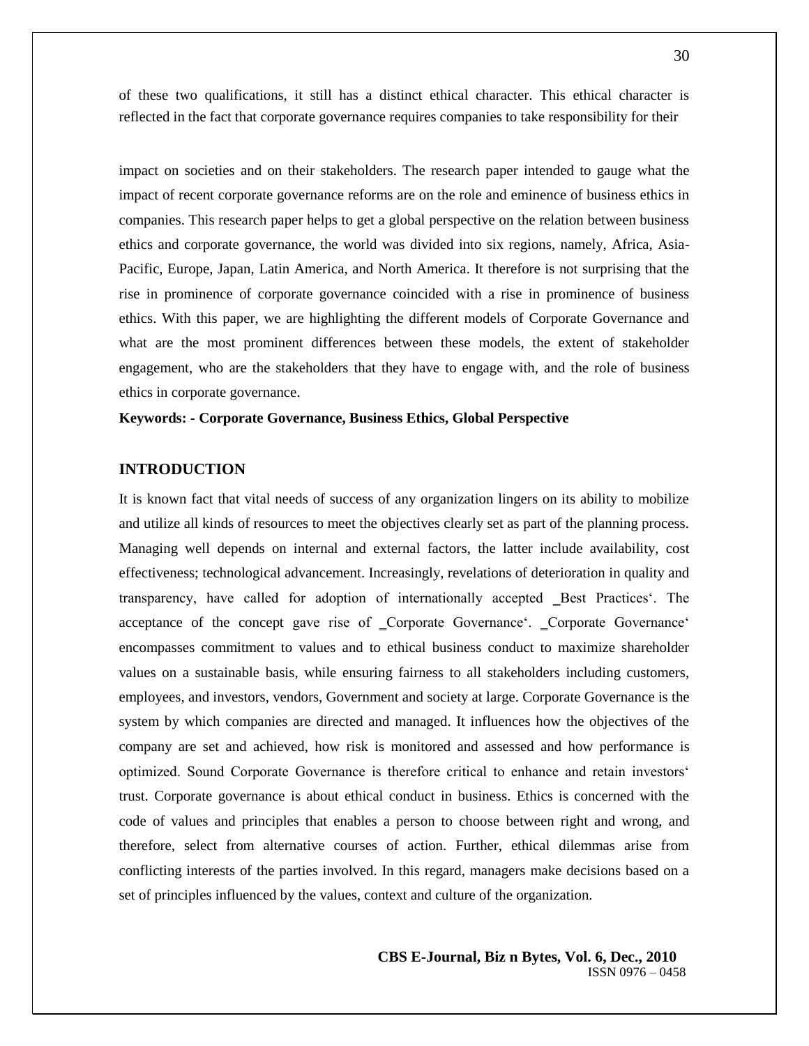of these two qualifications, it still has a distinct ethical character. This ethical character is reflected in the fact that corporate governance requires companies to take responsibility for their

impact on societies and on their stakeholders. The research paper intended to gauge what the impact of recent corporate governance reforms are on the role and eminence of business ethics in companies. This research paper helps to get a global perspective on the relation between business ethics and corporate governance, the world was divided into six regions, namely, Africa, Asia-Pacific, Europe, Japan, Latin America, and North America. It therefore is not surprising that the rise in prominence of corporate governance coincided with a rise in prominence of business ethics. With this paper, we are highlighting the different models of Corporate Governance and what are the most prominent differences between these models, the extent of stakeholder engagement, who are the stakeholders that they have to engage with, and the role of business ethics in corporate governance.

**Keywords: - Corporate Governance, Business Ethics, Global Perspective**

## INTRODUCTION

It is known fact that vital needs of success of any organization lingers on its ability to mobilize and utilize all kinds of resources to meet the objectives clearly set as part of the planning process. Managing well depends on internal and external factors, the latter include availability, cost effectiveness; technological advancement. Increasingly, revelations of deterioration in quality and transparency, have called for adoption of internationally accepted ‗Best Practices'. The acceptance of the concept gave rise of ‗Corporate Governance'. ‗Corporate Governance' encompasses commitment to values and to ethical business conduct to maximize shareholder values on a sustainable basis, while ensuring fairness to all stakeholders including customers, employees, and investors, vendors, Government and society at large. Corporate Governance is the system by which companies are directed and managed. It influences how the objectives of the company are set and achieved, how risk is monitored and assessed and how performance is optimized. Sound Corporate Governance is therefore critical to enhance and retain investors' trust. Corporate governance is about ethical conduct in business. Ethics is concerned with the code of values and principles that enables a person to choose between right and wrong, and therefore, select from alternative courses of action. Further, ethical dilemmas arise from conflicting interests of the parties involved. In this regard, managers make decisions based on a set of principles influenced by the values, context and culture of the organization.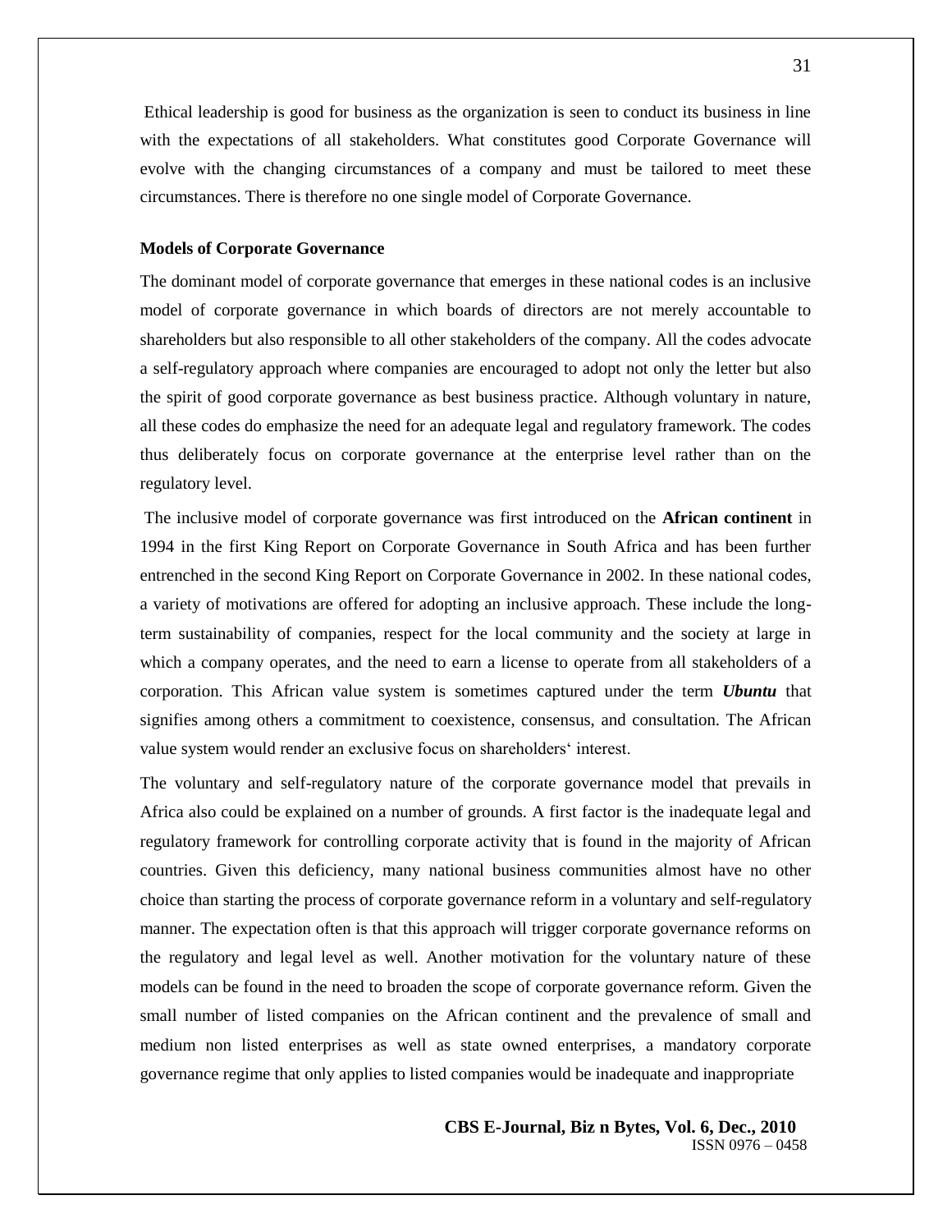Ethical leadership is good for business as the organization is seen to conduct its business in line with the expectations of all stakeholders. What constitutes good Corporate Governance will evolve with the changing circumstances of a company and must be tailored to meet these circumstances. There is therefore no one single model of Corporate Governance.

**Models of Corporate Governance**

The dominant model of corporate governance that emerges in these national codes is an inclusive model of corporate governance in which boards of directors are not merely accountable to shareholders but also responsible to all other stakeholders of the company. All the codes advocate a self-regulatory approach where companies are encouraged to adopt not only the letter but also the spirit of good corporate governance as best business practice. Although voluntary in nature, all these codes do emphasize the need for an adequate legal and regulatory framework. The codes thus deliberately focus on corporate governance at the enterprise level rather than on the regulatory level.

The inclusive model of corporate governance was first introduced on the **African continent** in 1994 in the first King Report on Corporate Governance in South Africa and has been further entrenched in the second King Report on Corporate Governance in 2002. In these national codes, a variety of motivations are offered for adopting an inclusive approach. These include the long-term sustainability of companies, respect for the local community and the society at large in which a company operates, and the need to earn a license to operate from all stakeholders of a corporation. This African value system is sometimes captured under the term ***Ubuntu*** that signifies among others a commitment to coexistence, consensus, and consultation. The African value system would render an exclusive focus on shareholders' interest.

The voluntary and self-regulatory nature of the corporate governance model that prevails in Africa also could be explained on a number of grounds. A first factor is the inadequate legal and regulatory framework for controlling corporate activity that is found in the majority of African countries. Given this deficiency, many national business communities almost have no other choice than starting the process of corporate governance reform in a voluntary and self-regulatory manner. The expectation often is that this approach will trigger corporate governance reforms on the regulatory and legal level as well. Another motivation for the voluntary nature of these models can be found in the need to broaden the scope of corporate governance reform. Given the small number of listed companies on the African continent and the prevalence of small and medium non listed enterprises as well as state owned enterprises, a mandatory corporate governance regime that only applies to listed companies would be inadequate and inappropriate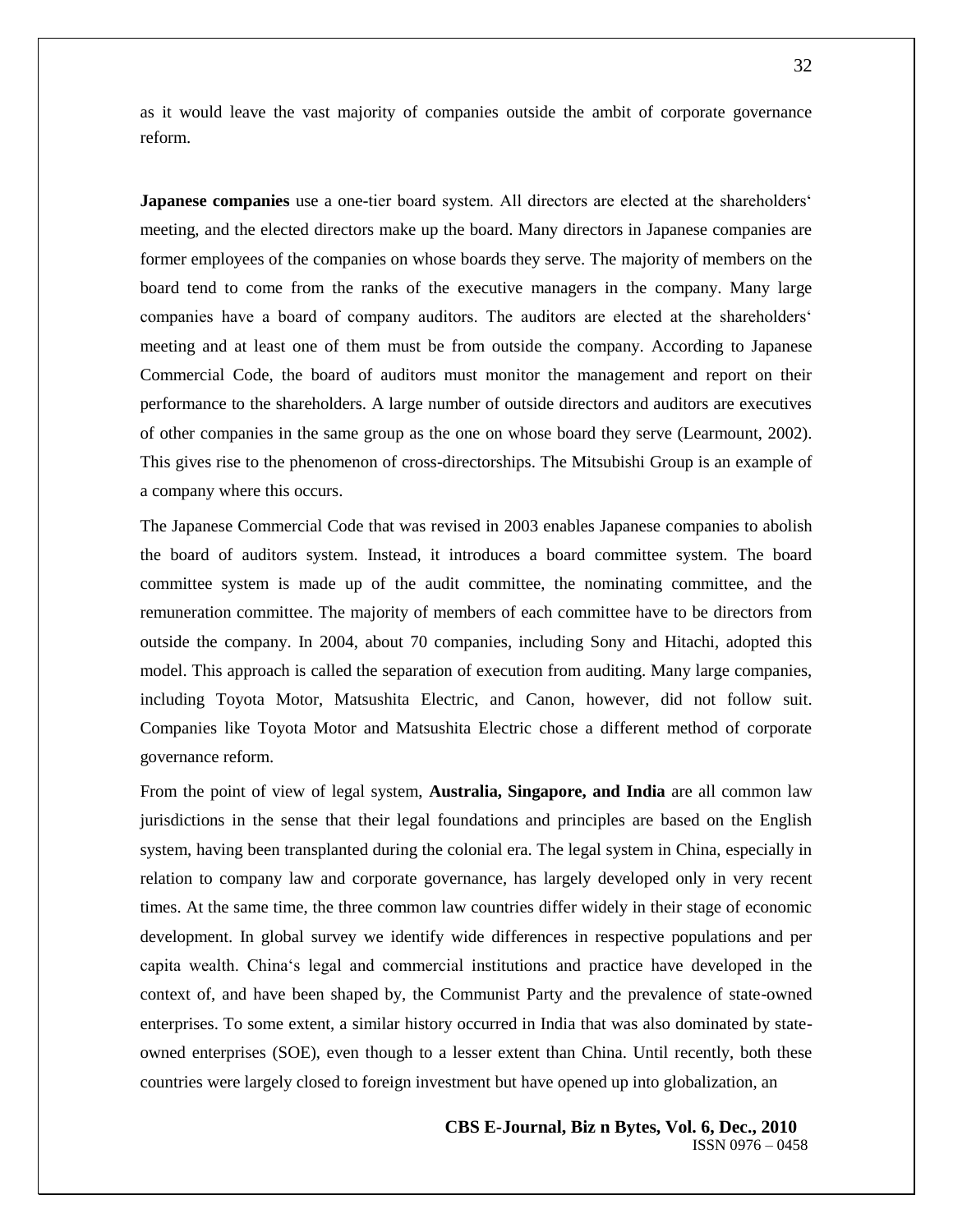as it would leave the vast majority of companies outside the ambit of corporate governance reform.

**Japanese companies** use a one-tier board system. All directors are elected at the shareholders' meeting, and the elected directors make up the board. Many directors in Japanese companies are former employees of the companies on whose boards they serve. The majority of members on the board tend to come from the ranks of the executive managers in the company. Many large companies have a board of company auditors. The auditors are elected at the shareholders' meeting and at least one of them must be from outside the company. According to Japanese Commercial Code, the board of auditors must monitor the management and report on their performance to the shareholders. A large number of outside directors and auditors are executives of other companies in the same group as the one on whose board they serve (Learmount, 2002). This gives rise to the phenomenon of cross-directorships. The Mitsubishi Group is an example of a company where this occurs.

The Japanese Commercial Code that was revised in 2003 enables Japanese companies to abolish the board of auditors system. Instead, it introduces a board committee system. The board committee system is made up of the audit committee, the nominating committee, and the remuneration committee. The majority of members of each committee have to be directors from outside the company. In 2004, about 70 companies, including Sony and Hitachi, adopted this model. This approach is called the separation of execution from auditing. Many large companies, including Toyota Motor, Matsushita Electric, and Canon, however, did not follow suit. Companies like Toyota Motor and Matsushita Electric chose a different method of corporate governance reform.

From the point of view of legal system, **Australia, Singapore, and India** are all common law jurisdictions in the sense that their legal foundations and principles are based on the English system, having been transplanted during the colonial era. The legal system in China, especially in relation to company law and corporate governance, has largely developed only in very recent times. At the same time, the three common law countries differ widely in their stage of economic development. In global survey we identify wide differences in respective populations and per capita wealth. China's legal and commercial institutions and practice have developed in the context of, and have been shaped by, the Communist Party and the prevalence of state-owned enterprises. To some extent, a similar history occurred in India that was also dominated by state-owned enterprises (SOE), even though to a lesser extent than China. Until recently, both these countries were largely closed to foreign investment but have opened up into globalization, an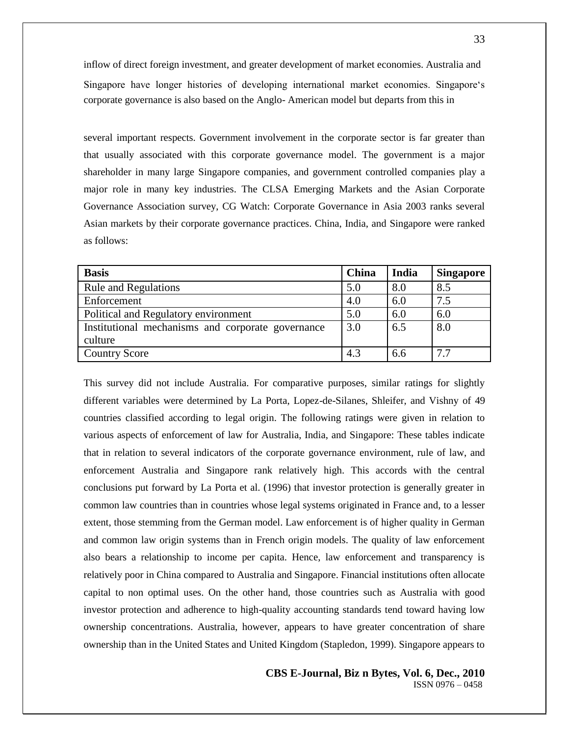inflow of direct foreign investment, and greater development of market economies. Australia and Singapore have longer histories of developing international market economies. Singapore's corporate governance is also based on the Anglo- American model but departs from this in

several important respects. Government involvement in the corporate sector is far greater than that usually associated with this corporate governance model. The government is a major shareholder in many large Singapore companies, and government controlled companies play a major role in many key industries. The CLSA Emerging Markets and the Asian Corporate Governance Association survey, CG Watch: Corporate Governance in Asia 2003 ranks several Asian markets by their corporate governance practices. China, India, and Singapore were ranked as follows:

| **Basis** | **China** | **India** | **Singapore** |
|---|---|---|---|
| Rule and Regulations | 5.0 | 8.0 | 8.5 |
| Enforcement | 4.0 | 6.0 | 7.5 |
| Political and Regulatory environment | 5.0 | 6.0 | 6.0 |
| Institutional mechanisms and corporate governance culture | 3.0 | 6.5 | 8.0 |
| Country Score | 4.3 | 6.6 | 7.7 |

This survey did not include Australia. For comparative purposes, similar ratings for slightly different variables were determined by La Porta, Lopez-de-Silanes, Shleifer, and Vishny of 49 countries classified according to legal origin. The following ratings were given in relation to various aspects of enforcement of law for Australia, India, and Singapore: These tables indicate that in relation to several indicators of the corporate governance environment, rule of law, and enforcement Australia and Singapore rank relatively high. This accords with the central conclusions put forward by La Porta et al. (1996) that investor protection is generally greater in common law countries than in countries whose legal systems originated in France and, to a lesser extent, those stemming from the German model. Law enforcement is of higher quality in German and common law origin systems than in French origin models. The quality of law enforcement also bears a relationship to income per capita. Hence, law enforcement and transparency is relatively poor in China compared to Australia and Singapore. Financial institutions often allocate capital to non optimal uses. On the other hand, those countries such as Australia with good investor protection and adherence to high-quality accounting standards tend toward having low ownership concentrations. Australia, however, appears to have greater concentration of share ownership than in the United States and United Kingdom (Stapledon, 1999). Singapore appears to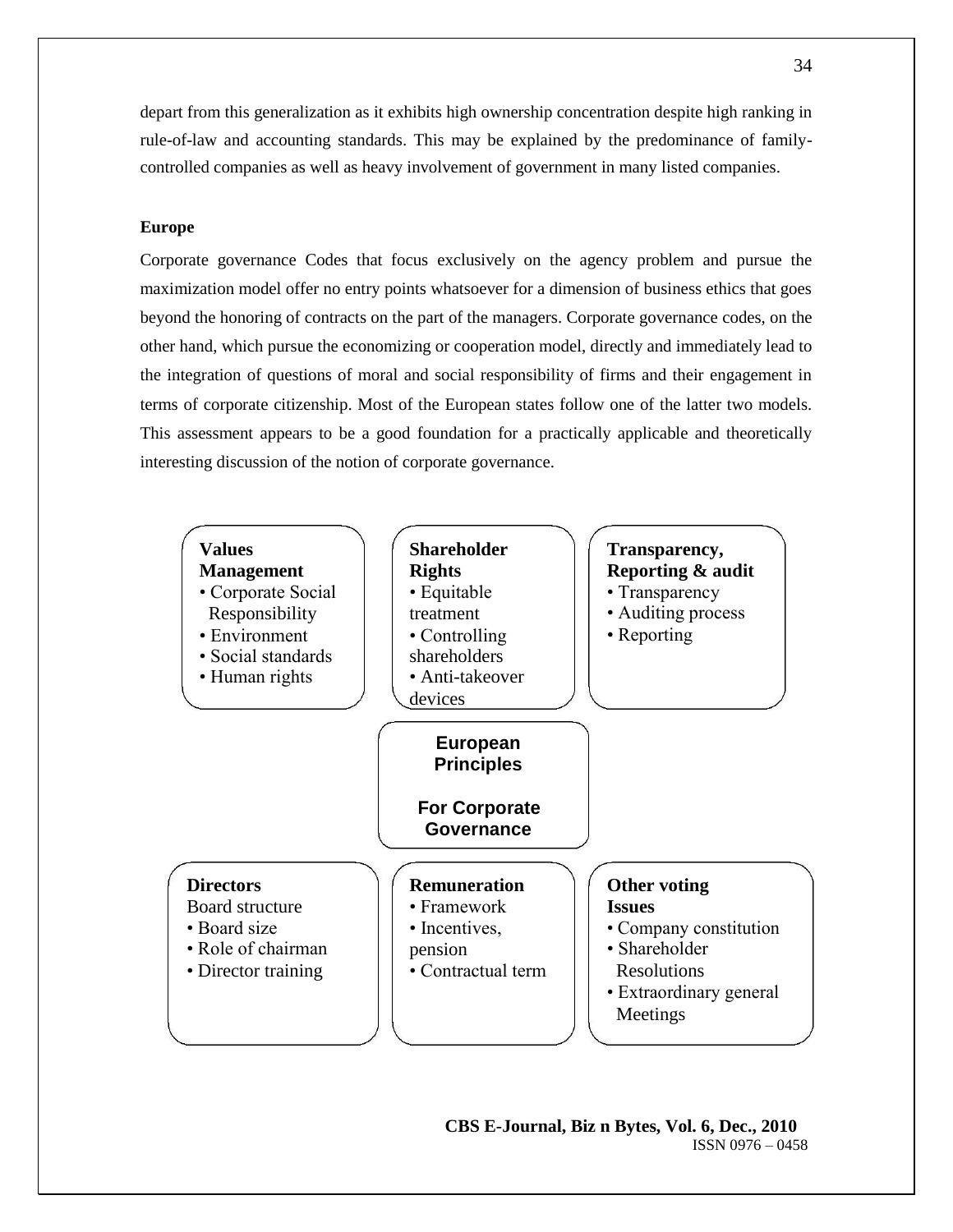depart from this generalization as it exhibits high ownership concentration despite high ranking in rule-of-law and accounting standards. This may be explained by the predominance of family-controlled companies as well as heavy involvement of government in many listed companies.

**Europe**

Corporate governance Codes that focus exclusively on the agency problem and pursue the maximization model offer no entry points whatsoever for a dimension of business ethics that goes beyond the honoring of contracts on the part of the managers. Corporate governance codes, on the other hand, which pursue the economizing or cooperation model, directly and immediately lead to the integration of questions of moral and social responsibility of firms and their engagement in terms of corporate citizenship. Most of the European states follow one of the latter two models. This assessment appears to be a good foundation for a practically applicable and theoretically interesting discussion of the notion of corporate governance.

**European Principles For Corporate Governance**

**Values Management**
- Corporate Social Responsibility
- Environment
- Social standards
- Human rights

**Shareholder Rights**
- Equitable treatment
- Controlling shareholders
- Anti-takeover devices

**Transparency, Reporting & audit**
- Transparency
- Auditing process
- Reporting

**Directors**
Board structure
- Board size
- Role of chairman
- Director training

**Remuneration**
- Framework
- Incentives, pension
- Contractual term

**Other voting Issues**
- Company constitution
- Shareholder Resolutions
- Extraordinary general Meetings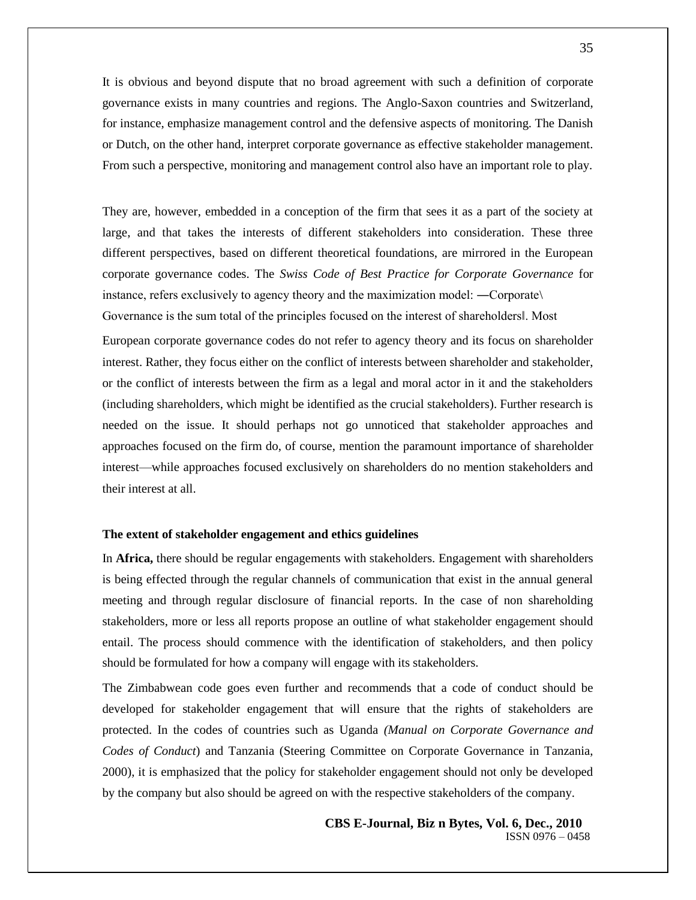It is obvious and beyond dispute that no broad agreement with such a definition of corporate governance exists in many countries and regions. The Anglo-Saxon countries and Switzerland, for instance, emphasize management control and the defensive aspects of monitoring. The Danish or Dutch, on the other hand, interpret corporate governance as effective stakeholder management. From such a perspective, monitoring and management control also have an important role to play.

They are, however, embedded in a conception of the firm that sees it as a part of the society at large, and that takes the interests of different stakeholders into consideration. These three different perspectives, based on different theoretical foundations, are mirrored in the European corporate governance codes. The *Swiss Code of Best Practice for Corporate Governance* for instance, refers exclusively to agency theory and the maximization model: ―Corporate\ Governance is the sum total of the principles focused on the interest of shareholders‖. Most European corporate governance codes do not refer to agency theory and its focus on shareholder interest. Rather, they focus either on the conflict of interests between shareholder and stakeholder, or the conflict of interests between the firm as a legal and moral actor in it and the stakeholders (including shareholders, which might be identified as the crucial stakeholders). Further research is needed on the issue. It should perhaps not go unnoticed that stakeholder approaches and approaches focused on the firm do, of course, mention the paramount importance of shareholder interest—while approaches focused exclusively on shareholders do no mention stakeholders and their interest at all.

**The extent of stakeholder engagement and ethics guidelines**

In **Africa,** there should be regular engagements with stakeholders. Engagement with shareholders is being effected through the regular channels of communication that exist in the annual general meeting and through regular disclosure of financial reports. In the case of non shareholding stakeholders, more or less all reports propose an outline of what stakeholder engagement should entail. The process should commence with the identification of stakeholders, and then policy should be formulated for how a company will engage with its stakeholders.

The Zimbabwean code goes even further and recommends that a code of conduct should be developed for stakeholder engagement that will ensure that the rights of stakeholders are protected. In the codes of countries such as Uganda *(Manual on Corporate Governance and Codes of Conduct*) and Tanzania (Steering Committee on Corporate Governance in Tanzania, 2000), it is emphasized that the policy for stakeholder engagement should not only be developed by the company but also should be agreed on with the respective stakeholders of the company.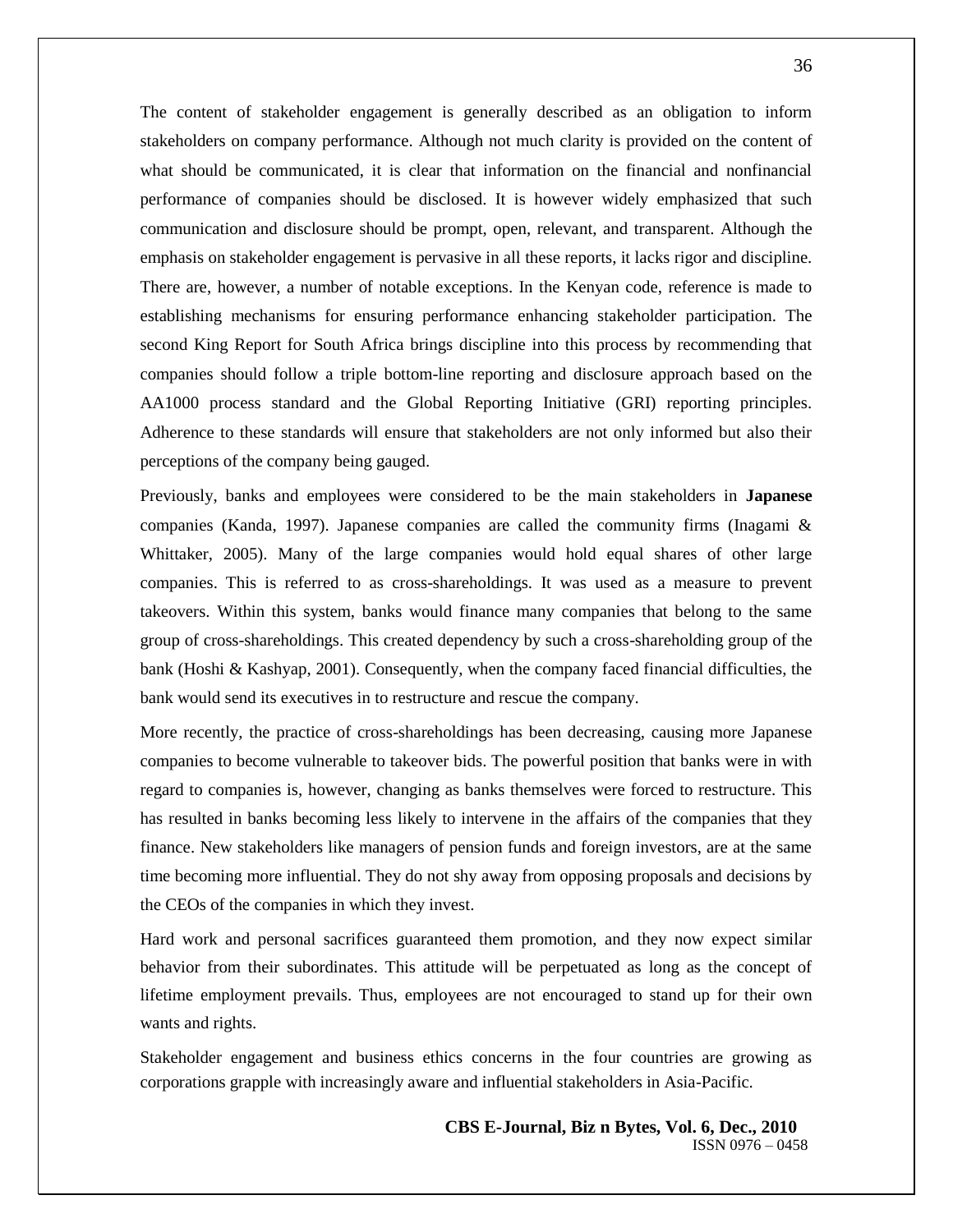The content of stakeholder engagement is generally described as an obligation to inform stakeholders on company performance. Although not much clarity is provided on the content of what should be communicated, it is clear that information on the financial and nonfinancial performance of companies should be disclosed. It is however widely emphasized that such communication and disclosure should be prompt, open, relevant, and transparent. Although the emphasis on stakeholder engagement is pervasive in all these reports, it lacks rigor and discipline. There are, however, a number of notable exceptions. In the Kenyan code, reference is made to establishing mechanisms for ensuring performance enhancing stakeholder participation. The second King Report for South Africa brings discipline into this process by recommending that companies should follow a triple bottom-line reporting and disclosure approach based on the AA1000 process standard and the Global Reporting Initiative (GRI) reporting principles. Adherence to these standards will ensure that stakeholders are not only informed but also their perceptions of the company being gauged.

Previously, banks and employees were considered to be the main stakeholders in **Japanese** companies (Kanda, 1997). Japanese companies are called the community firms (Inagami & Whittaker, 2005). Many of the large companies would hold equal shares of other large companies. This is referred to as cross-shareholdings. It was used as a measure to prevent takeovers. Within this system, banks would finance many companies that belong to the same group of cross-shareholdings. This created dependency by such a cross-shareholding group of the bank (Hoshi & Kashyap, 2001). Consequently, when the company faced financial difficulties, the bank would send its executives in to restructure and rescue the company.

More recently, the practice of cross-shareholdings has been decreasing, causing more Japanese companies to become vulnerable to takeover bids. The powerful position that banks were in with regard to companies is, however, changing as banks themselves were forced to restructure. This has resulted in banks becoming less likely to intervene in the affairs of the companies that they finance. New stakeholders like managers of pension funds and foreign investors, are at the same time becoming more influential. They do not shy away from opposing proposals and decisions by the CEOs of the companies in which they invest.

Hard work and personal sacrifices guaranteed them promotion, and they now expect similar behavior from their subordinates. This attitude will be perpetuated as long as the concept of lifetime employment prevails. Thus, employees are not encouraged to stand up for their own wants and rights.

Stakeholder engagement and business ethics concerns in the four countries are growing as corporations grapple with increasingly aware and influential stakeholders in Asia-Pacific.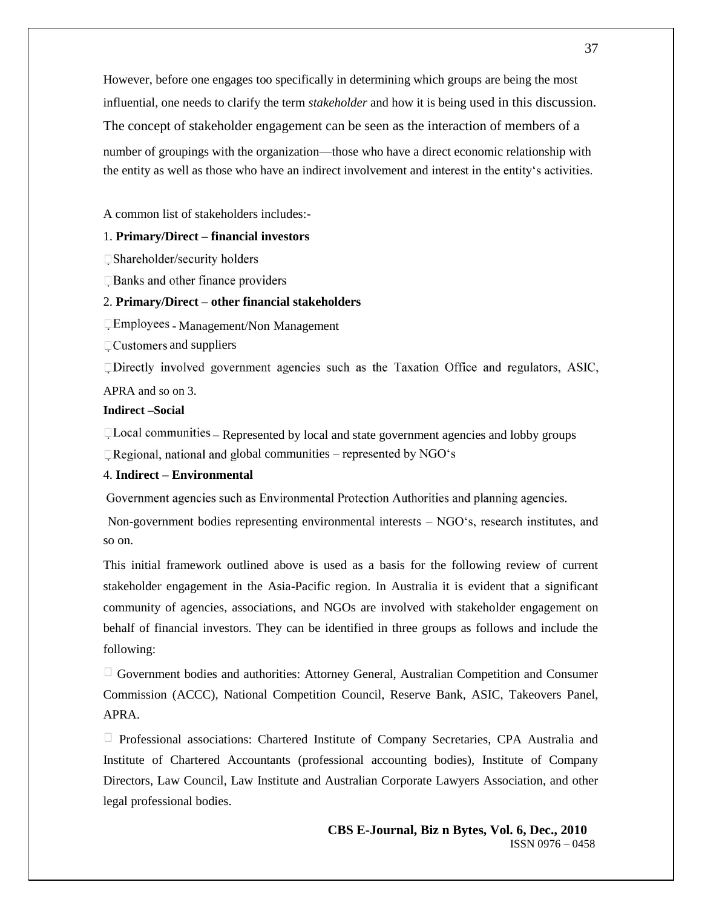However, before one engages too specifically in determining which groups are being the most influential, one needs to clarify the term *stakeholder* and how it is being used in this discussion. The concept of stakeholder engagement can be seen as the interaction of members of a number of groupings with the organization—those who have a direct economic relationship with the entity as well as those who have an indirect involvement and interest in the entity's activities.

A common list of stakeholders includes:-

1. **Primary/Direct – financial investors**

- Shareholder/security holders
- Banks and other finance providers

2. **Primary/Direct – other financial stakeholders**

- Employees - Management/Non Management
- Customers and suppliers
- Directly involved government agencies such as the Taxation Office and regulators, ASIC, APRA and so on 3.

**Indirect –Social**

- Local communities – Represented by local and state government agencies and lobby groups
- Regional, national and global communities – represented by NGO's

4. **Indirect – Environmental**

Government agencies such as Environmental Protection Authorities and planning agencies.

Non-government bodies representing environmental interests – NGO's, research institutes, and so on.

This initial framework outlined above is used as a basis for the following review of current stakeholder engagement in the Asia-Pacific region. In Australia it is evident that a significant community of agencies, associations, and NGOs are involved with stakeholder engagement on behalf of financial investors. They can be identified in three groups as follows and include the following:

- Government bodies and authorities: Attorney General, Australian Competition and Consumer Commission (ACCC), National Competition Council, Reserve Bank, ASIC, Takeovers Panel, APRA.
- Professional associations: Chartered Institute of Company Secretaries, CPA Australia and Institute of Chartered Accountants (professional accounting bodies), Institute of Company Directors, Law Council, Law Institute and Australian Corporate Lawyers Association, and other legal professional bodies.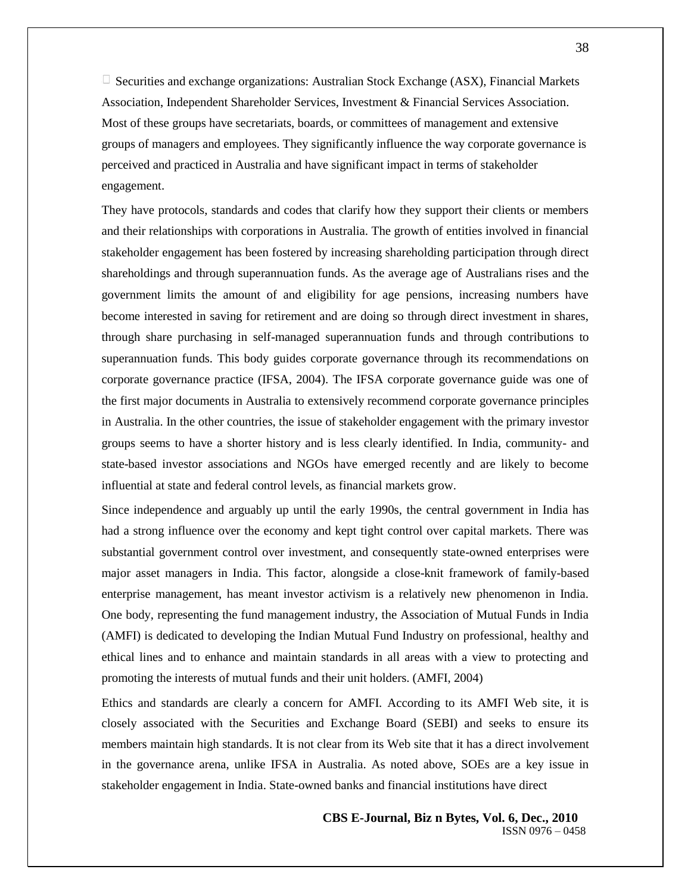- Securities and exchange organizations: Australian Stock Exchange (ASX), Financial Markets Association, Independent Shareholder Services, Investment & Financial Services Association.

Most of these groups have secretariats, boards, or committees of management and extensive groups of managers and employees. They significantly influence the way corporate governance is perceived and practiced in Australia and have significant impact in terms of stakeholder engagement.

They have protocols, standards and codes that clarify how they support their clients or members and their relationships with corporations in Australia. The growth of entities involved in financial stakeholder engagement has been fostered by increasing shareholding participation through direct shareholdings and through superannuation funds. As the average age of Australians rises and the government limits the amount of and eligibility for age pensions, increasing numbers have become interested in saving for retirement and are doing so through direct investment in shares, through share purchasing in self-managed superannuation funds and through contributions to superannuation funds. This body guides corporate governance through its recommendations on corporate governance practice (IFSA, 2004). The IFSA corporate governance guide was one of the first major documents in Australia to extensively recommend corporate governance principles in Australia. In the other countries, the issue of stakeholder engagement with the primary investor groups seems to have a shorter history and is less clearly identified. In India, community- and state-based investor associations and NGOs have emerged recently and are likely to become influential at state and federal control levels, as financial markets grow.

Since independence and arguably up until the early 1990s, the central government in India has had a strong influence over the economy and kept tight control over capital markets. There was substantial government control over investment, and consequently state-owned enterprises were major asset managers in India. This factor, alongside a close-knit framework of family-based enterprise management, has meant investor activism is a relatively new phenomenon in India. One body, representing the fund management industry, the Association of Mutual Funds in India (AMFI) is dedicated to developing the Indian Mutual Fund Industry on professional, healthy and ethical lines and to enhance and maintain standards in all areas with a view to protecting and promoting the interests of mutual funds and their unit holders. (AMFI, 2004)

Ethics and standards are clearly a concern for AMFI. According to its AMFI Web site, it is closely associated with the Securities and Exchange Board (SEBI) and seeks to ensure its members maintain high standards. It is not clear from its Web site that it has a direct involvement in the governance arena, unlike IFSA in Australia. As noted above, SOEs are a key issue in stakeholder engagement in India. State-owned banks and financial institutions have direct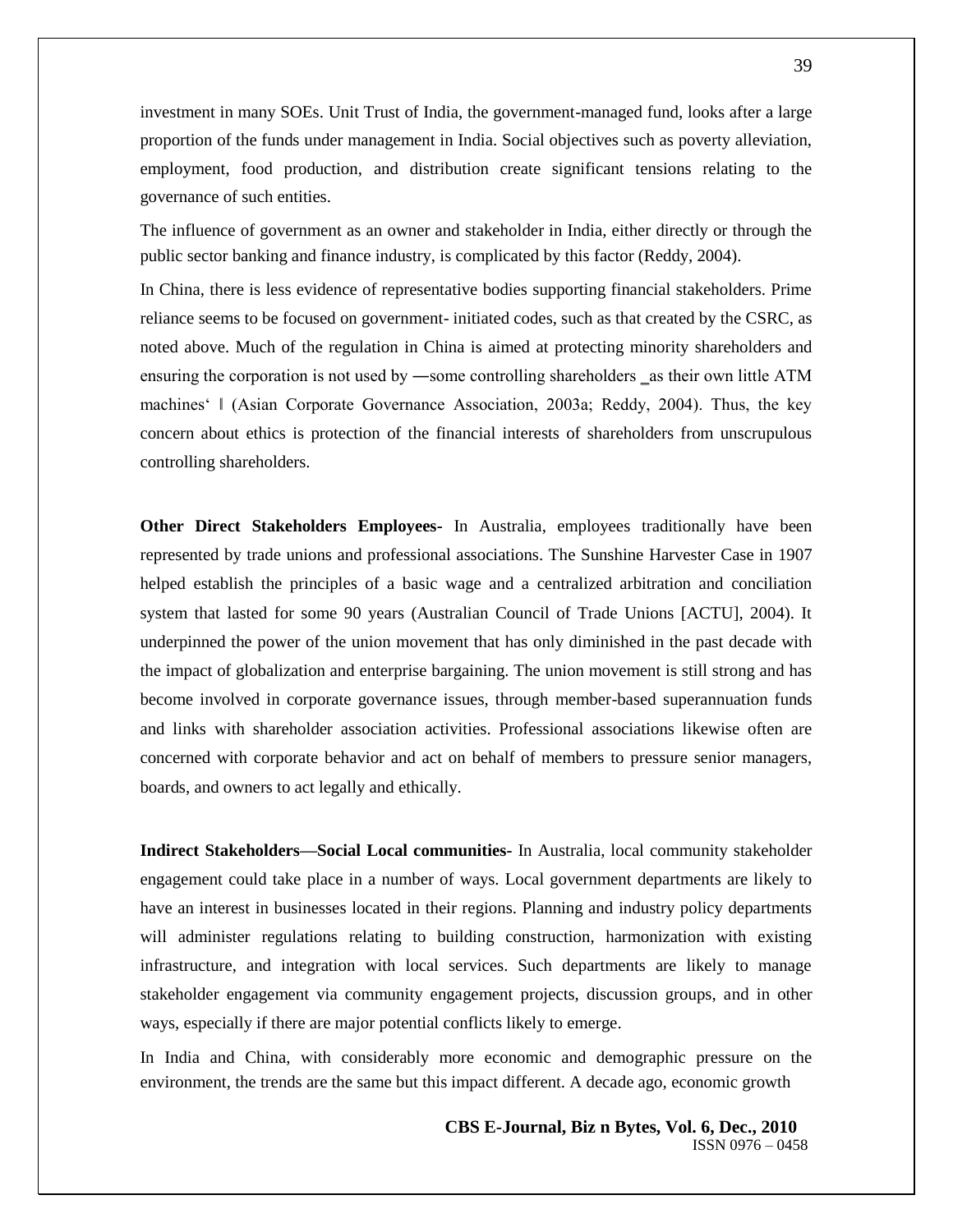investment in many SOEs. Unit Trust of India, the government-managed fund, looks after a large proportion of the funds under management in India. Social objectives such as poverty alleviation, employment, food production, and distribution create significant tensions relating to the governance of such entities.

The influence of government as an owner and stakeholder in India, either directly or through the public sector banking and finance industry, is complicated by this factor (Reddy, 2004).

In China, there is less evidence of representative bodies supporting financial stakeholders. Prime reliance seems to be focused on government- initiated codes, such as that created by the CSRC, as noted above. Much of the regulation in China is aimed at protecting minority shareholders and ensuring the corporation is not used by ―some controlling shareholders ‗as their own little ATM machines' ‖ (Asian Corporate Governance Association, 2003a; Reddy, 2004). Thus, the key concern about ethics is protection of the financial interests of shareholders from unscrupulous controlling shareholders.

**Other Direct Stakeholders Employees-** In Australia, employees traditionally have been represented by trade unions and professional associations. The Sunshine Harvester Case in 1907 helped establish the principles of a basic wage and a centralized arbitration and conciliation system that lasted for some 90 years (Australian Council of Trade Unions [ACTU], 2004). It underpinned the power of the union movement that has only diminished in the past decade with the impact of globalization and enterprise bargaining. The union movement is still strong and has become involved in corporate governance issues, through member-based superannuation funds and links with shareholder association activities. Professional associations likewise often are concerned with corporate behavior and act on behalf of members to pressure senior managers, boards, and owners to act legally and ethically.

**Indirect Stakeholders—Social Local communities-** In Australia, local community stakeholder engagement could take place in a number of ways. Local government departments are likely to have an interest in businesses located in their regions. Planning and industry policy departments will administer regulations relating to building construction, harmonization with existing infrastructure, and integration with local services. Such departments are likely to manage stakeholder engagement via community engagement projects, discussion groups, and in other ways, especially if there are major potential conflicts likely to emerge.

In India and China, with considerably more economic and demographic pressure on the environment, the trends are the same but this impact different. A decade ago, economic growth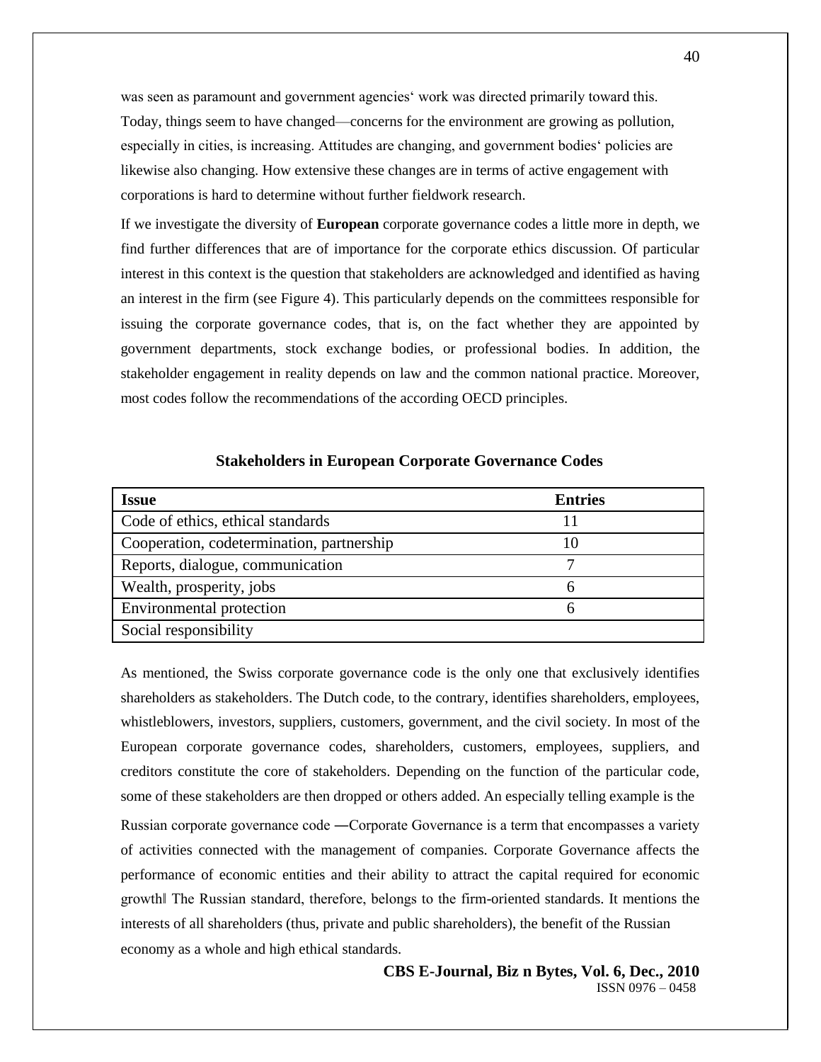was seen as paramount and government agencies‘ work was directed primarily toward this. Today, things seem to have changed—concerns for the environment are growing as pollution, especially in cities, is increasing. Attitudes are changing, and government bodies‘ policies are likewise also changing. How extensive these changes are in terms of active engagement with corporations is hard to determine without further fieldwork research.

If we investigate the diversity of **European** corporate governance codes a little more in depth, we find further differences that are of importance for the corporate ethics discussion. Of particular interest in this context is the question that stakeholders are acknowledged and identified as having an interest in the firm (see Figure 4). This particularly depends on the committees responsible for issuing the corporate governance codes, that is, on the fact whether they are appointed by government departments, stock exchange bodies, or professional bodies. In addition, the stakeholder engagement in reality depends on law and the common national practice. Moreover, most codes follow the recommendations of the according OECD principles.

**Stakeholders in European Corporate Governance Codes**

| **Issue** | **Entries** |
|---|---|
| Code of ethics, ethical standards | 11 |
| Cooperation, codetermination, partnership | 10 |
| Reports, dialogue, communication | 7 |
| Wealth, prosperity, jobs | 6 |
| Environmental protection | 6 |
| Social responsibility | |

As mentioned, the Swiss corporate governance code is the only one that exclusively identifies shareholders as stakeholders. The Dutch code, to the contrary, identifies shareholders, employees, whistleblowers, investors, suppliers, customers, government, and the civil society. In most of the European corporate governance codes, shareholders, customers, employees, suppliers, and creditors constitute the core of stakeholders. Depending on the function of the particular code, some of these stakeholders are then dropped or others added. An especially telling example is the Russian corporate governance code ―Corporate Governance is a term that encompasses a variety of activities connected with the management of companies. Corporate Governance affects the performance of economic entities and their ability to attract the capital required for economic growth‖ The Russian standard, therefore, belongs to the firm-oriented standards. It mentions the interests of all shareholders (thus, private and public shareholders), the benefit of the Russian economy as a whole and high ethical standards.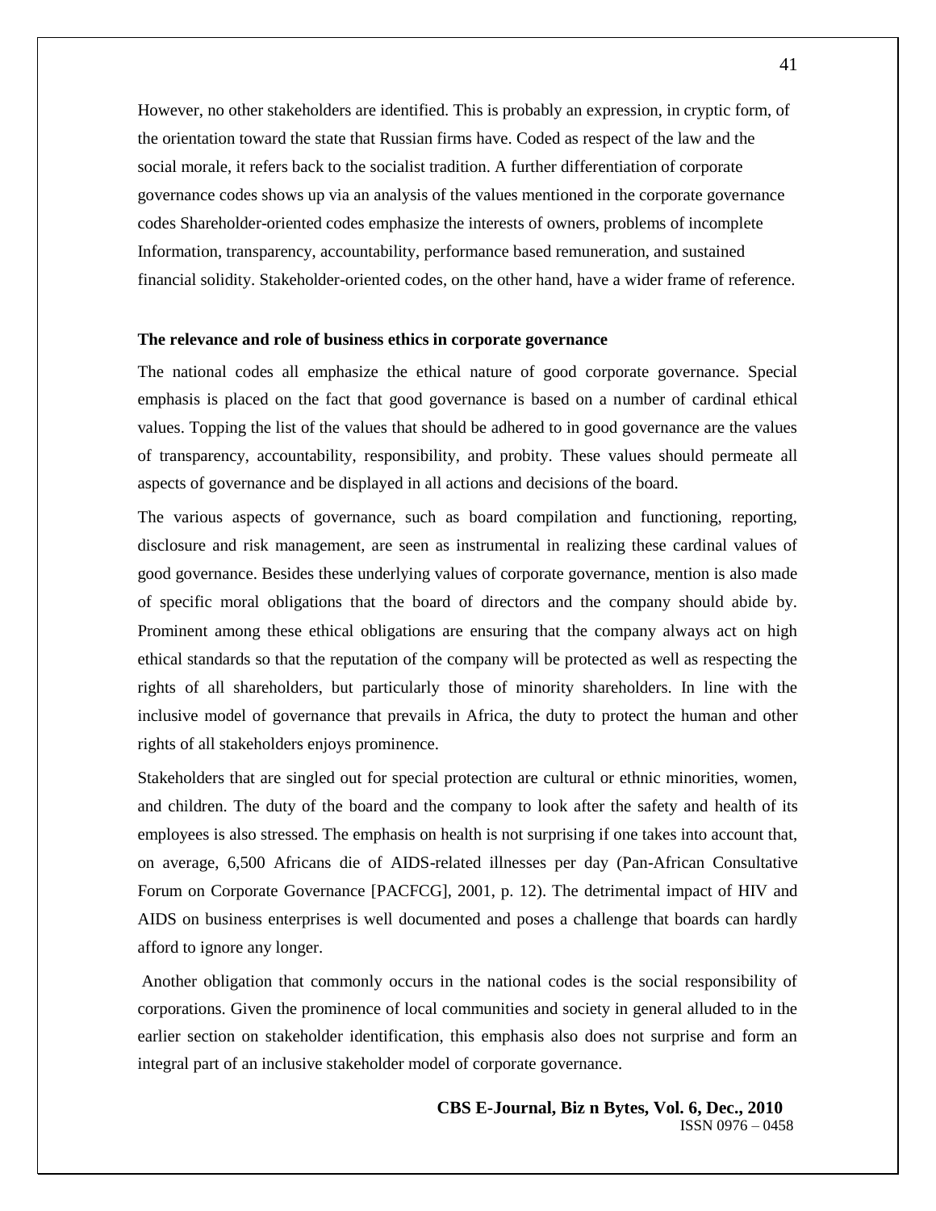However, no other stakeholders are identified. This is probably an expression, in cryptic form, of the orientation toward the state that Russian firms have. Coded as respect of the law and the social morale, it refers back to the socialist tradition. A further differentiation of corporate governance codes shows up via an analysis of the values mentioned in the corporate governance codes Shareholder-oriented codes emphasize the interests of owners, problems of incomplete Information, transparency, accountability, performance based remuneration, and sustained financial solidity. Stakeholder-oriented codes, on the other hand, have a wider frame of reference.

**The relevance and role of business ethics in corporate governance**

The national codes all emphasize the ethical nature of good corporate governance. Special emphasis is placed on the fact that good governance is based on a number of cardinal ethical values. Topping the list of the values that should be adhered to in good governance are the values of transparency, accountability, responsibility, and probity. These values should permeate all aspects of governance and be displayed in all actions and decisions of the board.

The various aspects of governance, such as board compilation and functioning, reporting, disclosure and risk management, are seen as instrumental in realizing these cardinal values of good governance. Besides these underlying values of corporate governance, mention is also made of specific moral obligations that the board of directors and the company should abide by. Prominent among these ethical obligations are ensuring that the company always act on high ethical standards so that the reputation of the company will be protected as well as respecting the rights of all shareholders, but particularly those of minority shareholders. In line with the inclusive model of governance that prevails in Africa, the duty to protect the human and other rights of all stakeholders enjoys prominence.

Stakeholders that are singled out for special protection are cultural or ethnic minorities, women, and children. The duty of the board and the company to look after the safety and health of its employees is also stressed. The emphasis on health is not surprising if one takes into account that, on average, 6,500 Africans die of AIDS-related illnesses per day (Pan-African Consultative Forum on Corporate Governance [PACFCG], 2001, p. 12). The detrimental impact of HIV and AIDS on business enterprises is well documented and poses a challenge that boards can hardly afford to ignore any longer.

Another obligation that commonly occurs in the national codes is the social responsibility of corporations. Given the prominence of local communities and society in general alluded to in the earlier section on stakeholder identification, this emphasis also does not surprise and form an integral part of an inclusive stakeholder model of corporate governance.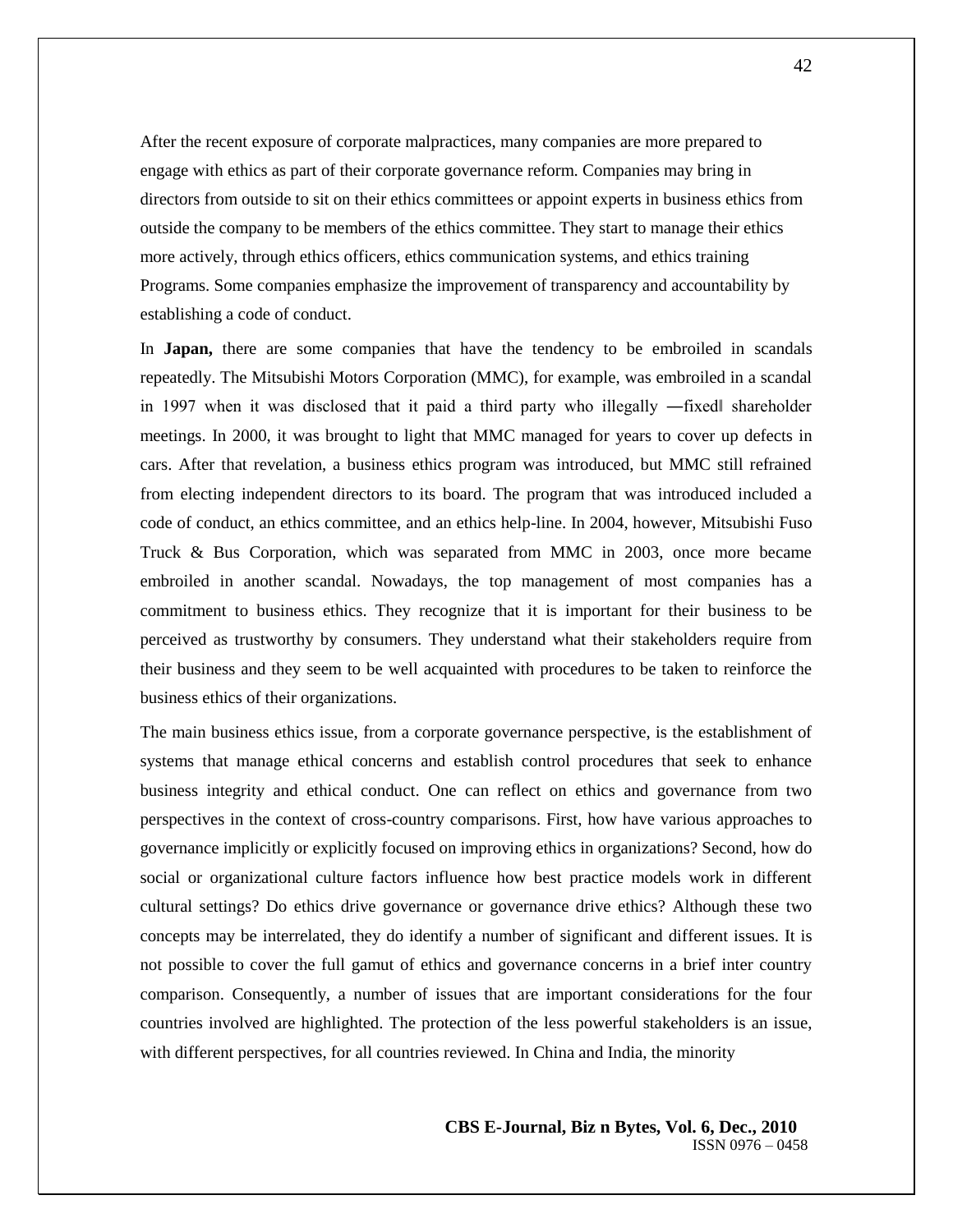After the recent exposure of corporate malpractices, many companies are more prepared to engage with ethics as part of their corporate governance reform. Companies may bring in directors from outside to sit on their ethics committees or appoint experts in business ethics from outside the company to be members of the ethics committee. They start to manage their ethics more actively, through ethics officers, ethics communication systems, and ethics training Programs. Some companies emphasize the improvement of transparency and accountability by establishing a code of conduct.

In **Japan,** there are some companies that have the tendency to be embroiled in scandals repeatedly. The Mitsubishi Motors Corporation (MMC), for example, was embroiled in a scandal in 1997 when it was disclosed that it paid a third party who illegally ―fixed‖ shareholder meetings. In 2000, it was brought to light that MMC managed for years to cover up defects in cars. After that revelation, a business ethics program was introduced, but MMC still refrained from electing independent directors to its board. The program that was introduced included a code of conduct, an ethics committee, and an ethics help-line. In 2004, however, Mitsubishi Fuso Truck & Bus Corporation, which was separated from MMC in 2003, once more became embroiled in another scandal. Nowadays, the top management of most companies has a commitment to business ethics. They recognize that it is important for their business to be perceived as trustworthy by consumers. They understand what their stakeholders require from their business and they seem to be well acquainted with procedures to be taken to reinforce the business ethics of their organizations.

The main business ethics issue, from a corporate governance perspective, is the establishment of systems that manage ethical concerns and establish control procedures that seek to enhance business integrity and ethical conduct. One can reflect on ethics and governance from two perspectives in the context of cross-country comparisons. First, how have various approaches to governance implicitly or explicitly focused on improving ethics in organizations? Second, how do social or organizational culture factors influence how best practice models work in different cultural settings? Do ethics drive governance or governance drive ethics? Although these two concepts may be interrelated, they do identify a number of significant and different issues. It is not possible to cover the full gamut of ethics and governance concerns in a brief inter country comparison. Consequently, a number of issues that are important considerations for the four countries involved are highlighted. The protection of the less powerful stakeholders is an issue, with different perspectives, for all countries reviewed. In China and India, the minority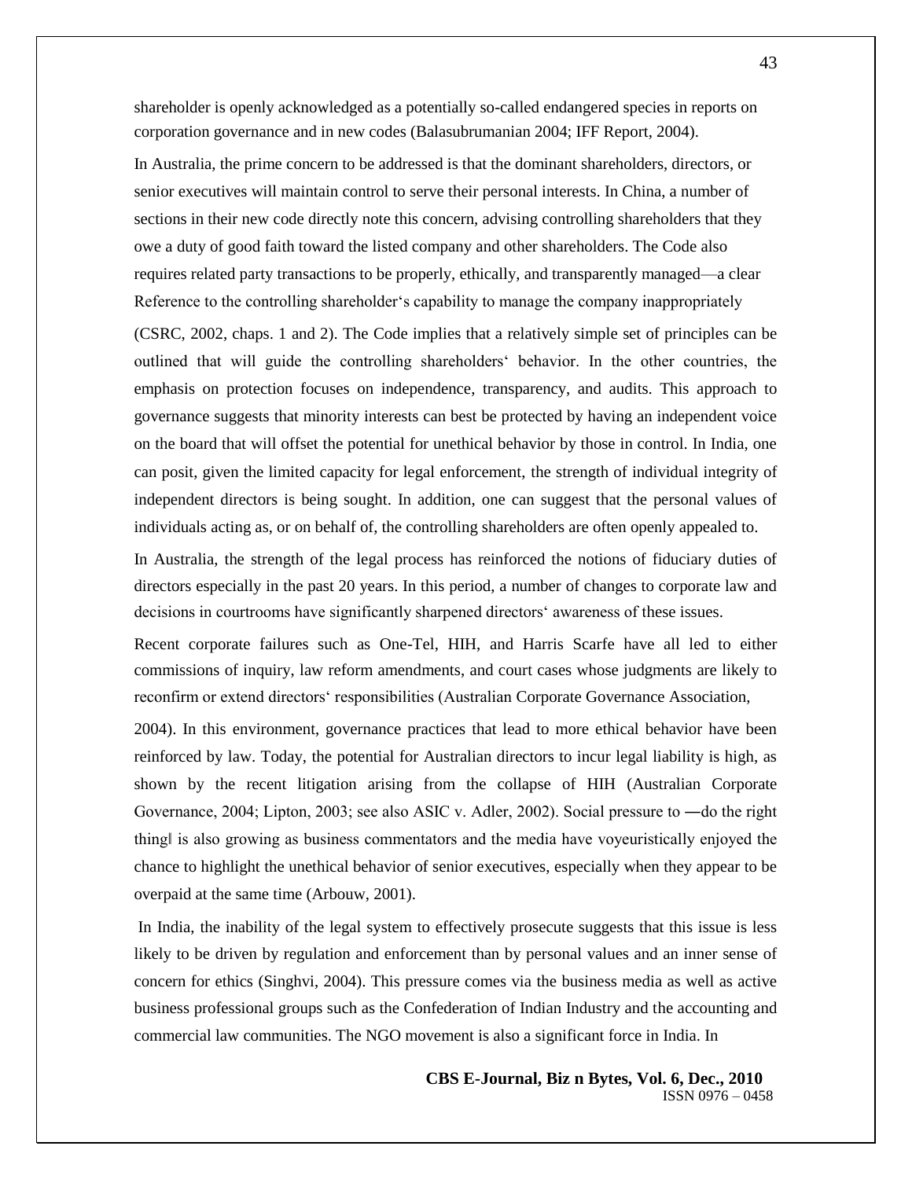shareholder is openly acknowledged as a potentially so-called endangered species in reports on corporation governance and in new codes (Balasubrumanian 2004; IFF Report, 2004).

In Australia, the prime concern to be addressed is that the dominant shareholders, directors, or senior executives will maintain control to serve their personal interests. In China, a number of sections in their new code directly note this concern, advising controlling shareholders that they owe a duty of good faith toward the listed company and other shareholders. The Code also requires related party transactions to be properly, ethically, and transparently managed—a clear Reference to the controlling shareholder's capability to manage the company inappropriately (CSRC, 2002, chaps. 1 and 2). The Code implies that a relatively simple set of principles can be outlined that will guide the controlling shareholders' behavior. In the other countries, the emphasis on protection focuses on independence, transparency, and audits. This approach to governance suggests that minority interests can best be protected by having an independent voice on the board that will offset the potential for unethical behavior by those in control. In India, one can posit, given the limited capacity for legal enforcement, the strength of individual integrity of independent directors is being sought. In addition, one can suggest that the personal values of individuals acting as, or on behalf of, the controlling shareholders are often openly appealed to.

In Australia, the strength of the legal process has reinforced the notions of fiduciary duties of directors especially in the past 20 years. In this period, a number of changes to corporate law and decisions in courtrooms have significantly sharpened directors' awareness of these issues.

Recent corporate failures such as One-Tel, HIH, and Harris Scarfe have all led to either commissions of inquiry, law reform amendments, and court cases whose judgments are likely to reconfirm or extend directors' responsibilities (Australian Corporate Governance Association, 2004). In this environment, governance practices that lead to more ethical behavior have been reinforced by law. Today, the potential for Australian directors to incur legal liability is high, as shown by the recent litigation arising from the collapse of HIH (Australian Corporate Governance, 2004; Lipton, 2003; see also ASIC v. Adler, 2002). Social pressure to ―do the right thing‖ is also growing as business commentators and the media have voyeuristically enjoyed the chance to highlight the unethical behavior of senior executives, especially when they appear to be overpaid at the same time (Arbouw, 2001).

In India, the inability of the legal system to effectively prosecute suggests that this issue is less likely to be driven by regulation and enforcement than by personal values and an inner sense of concern for ethics (Singhvi, 2004). This pressure comes via the business media as well as active business professional groups such as the Confederation of Indian Industry and the accounting and commercial law communities. The NGO movement is also a significant force in India. In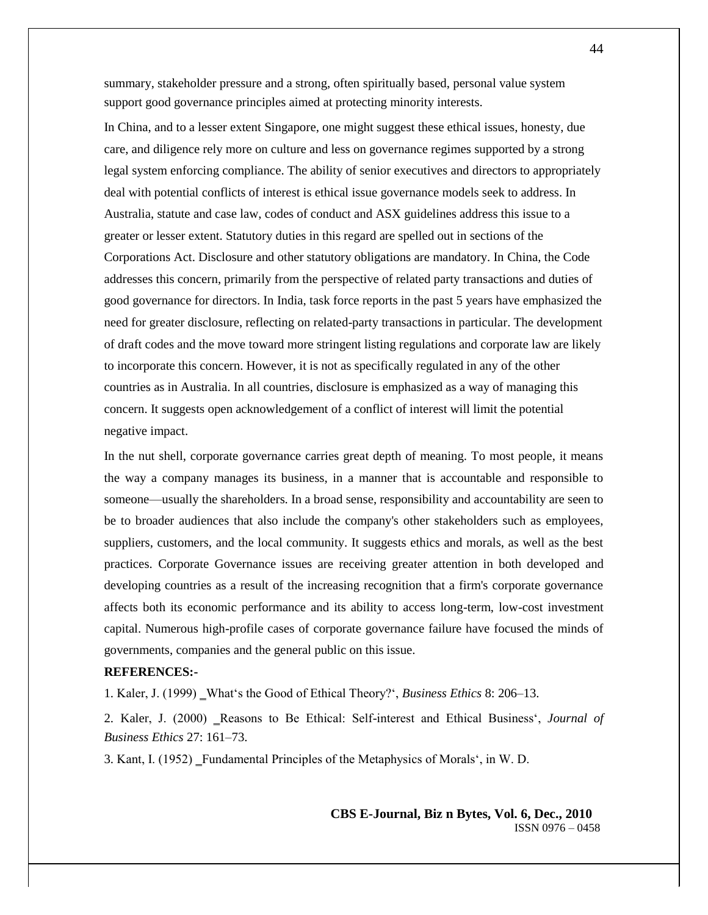summary, stakeholder pressure and a strong, often spiritually based, personal value system support good governance principles aimed at protecting minority interests.

In China, and to a lesser extent Singapore, one might suggest these ethical issues, honesty, due care, and diligence rely more on culture and less on governance regimes supported by a strong legal system enforcing compliance. The ability of senior executives and directors to appropriately deal with potential conflicts of interest is ethical issue governance models seek to address. In Australia, statute and case law, codes of conduct and ASX guidelines address this issue to a greater or lesser extent. Statutory duties in this regard are spelled out in sections of the Corporations Act. Disclosure and other statutory obligations are mandatory. In China, the Code addresses this concern, primarily from the perspective of related party transactions and duties of good governance for directors. In India, task force reports in the past 5 years have emphasized the need for greater disclosure, reflecting on related-party transactions in particular. The development of draft codes and the move toward more stringent listing regulations and corporate law are likely to incorporate this concern. However, it is not as specifically regulated in any of the other countries as in Australia. In all countries, disclosure is emphasized as a way of managing this concern. It suggests open acknowledgement of a conflict of interest will limit the potential negative impact.

In the nut shell, corporate governance carries great depth of meaning. To most people, it means the way a company manages its business, in a manner that is accountable and responsible to someone—usually the shareholders. In a broad sense, responsibility and accountability are seen to be to broader audiences that also include the company's other stakeholders such as employees, suppliers, customers, and the local community. It suggests ethics and morals, as well as the best practices. Corporate Governance issues are receiving greater attention in both developed and developing countries as a result of the increasing recognition that a firm's corporate governance affects both its economic performance and its ability to access long-term, low-cost investment capital. Numerous high-profile cases of corporate governance failure have focused the minds of governments, companies and the general public on this issue.

**REFERENCES:-**

1. Kaler, J. (1999) ‗What‘s the Good of Ethical Theory?‘, *Business Ethics* 8: 206–13.

2. Kaler, J. (2000) ‗Reasons to Be Ethical: Self-interest and Ethical Business‘, *Journal of Business Ethics* 27: 161–73.

3. Kant, I. (1952) ‗Fundamental Principles of the Metaphysics of Morals‘, in W. D.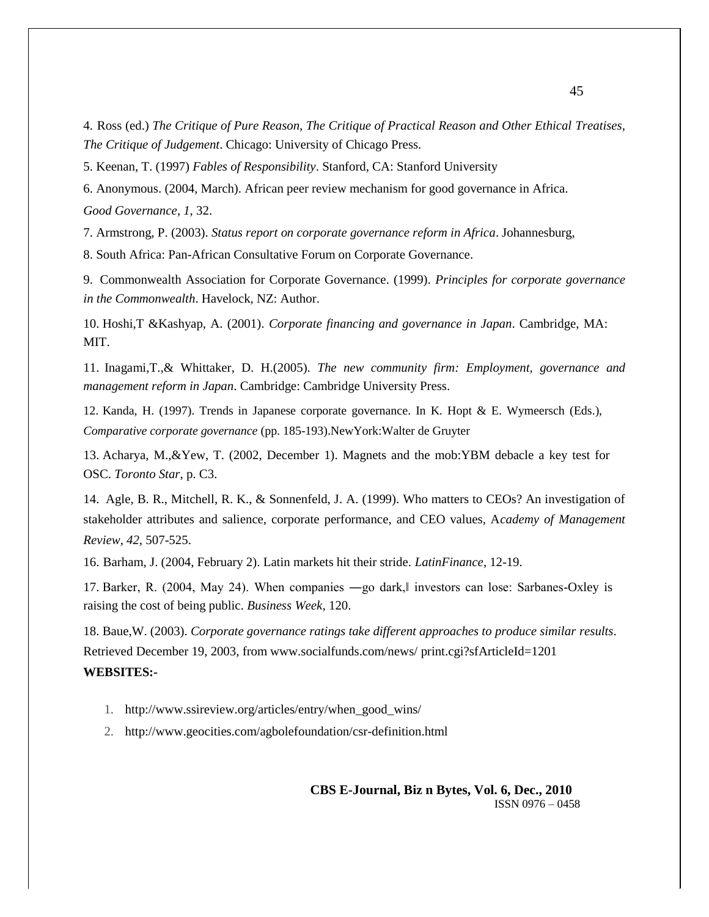4. Ross (ed.) *The Critique of Pure Reason, The Critique of Practical Reason and Other Ethical Treatises, The Critique of Judgement*. Chicago: University of Chicago Press.

5. Keenan, T. (1997) *Fables of Responsibility*. Stanford, CA: Stanford University

6. Anonymous. (2004, March). African peer review mechanism for good governance in Africa. *Good Governance*, *1*, 32.

7. Armstrong, P. (2003). *Status report on corporate governance reform in Africa*. Johannesburg,

8. South Africa: Pan-African Consultative Forum on Corporate Governance.

9. Commonwealth Association for Corporate Governance. (1999). *Principles for corporate governance in the Commonwealth*. Havelock, NZ: Author.

10. Hoshi,T &Kashyap, A. (2001). *Corporate financing and governance in Japan*. Cambridge, MA: MIT.

11. Inagami,T.,& Whittaker, D. H.(2005). *The new community firm: Employment, governance and management reform in Japan*. Cambridge: Cambridge University Press.

12. Kanda, H. (1997). Trends in Japanese corporate governance. In K. Hopt & E. Wymeersch (Eds.), *Comparative corporate governance* (pp. 185-193).NewYork:Walter de Gruyter

13. Acharya, M.,&Yew, T. (2002, December 1). Magnets and the mob:YBM debacle a key test for OSC. *Toronto Star*, p. C3.

14. Agle, B. R., Mitchell, R. K., & Sonnenfeld, J. A. (1999). Who matters to CEOs? An investigation of stakeholder attributes and salience, corporate performance, and CEO values, A*cademy of Management Review*, *42*, 507-525.

16. Barham, J. (2004, February 2). Latin markets hit their stride. *LatinFinance*, 12-19.

17. Barker, R. (2004, May 24). When companies ―go dark,‖ investors can lose: Sarbanes-Oxley is raising the cost of being public. *Business Week*, 120.

18. Baue,W. (2003). *Corporate governance ratings take different approaches to produce similar results*. Retrieved December 19, 2003, from www.socialfunds.com/news/ print.cgi?sfArticleId=1201

**WEBSITES:-**

1. http://www.ssireview.org/articles/entry/when_good_wins/
2. http://www.geocities.com/agbolefoundation/csr-definition.html